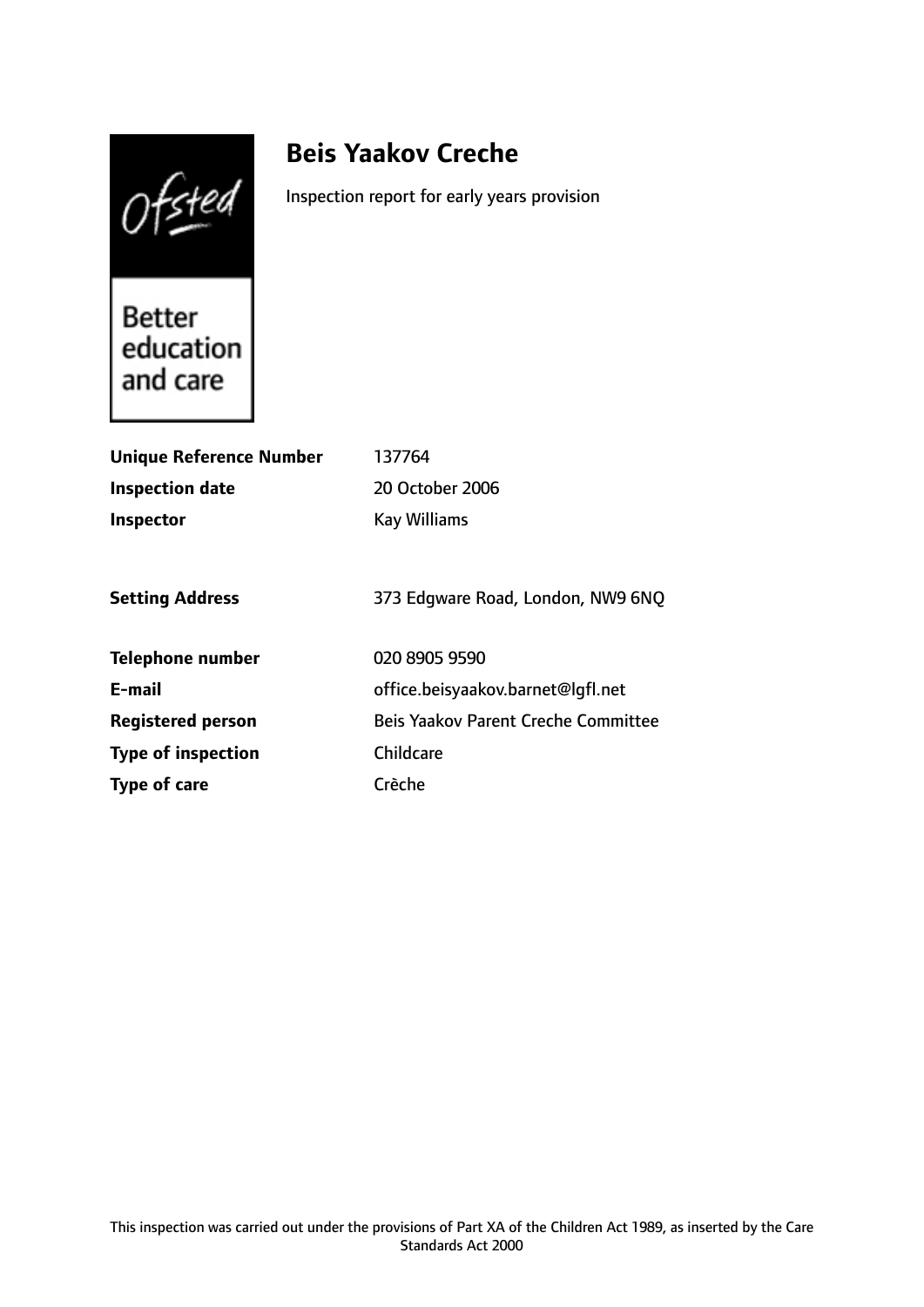Ofsted

Better education and care

# Beis Yaakov Creche

Inspection report for early years provision

| | |
|---|---|
| **Unique Reference Number** | 137764 |
| **Inspection date** | 20 October 2006 |
| **Inspector** | Kay Williams |
| | |
| **Setting Address** | 373 Edgware Road, London, NW9 6NQ |
| | |
| **Telephone number** | 020 8905 9590 |
| **E-mail** | office.beisyaakov.barnet@lgfl.net |
| **Registered person** | Beis Yaakov Parent Creche Committee |
| **Type of inspection** | Childcare |
| **Type of care** | Crèche |

This inspection was carried out under the provisions of Part XA of the Children Act 1989, as inserted by the Care Standards Act 2000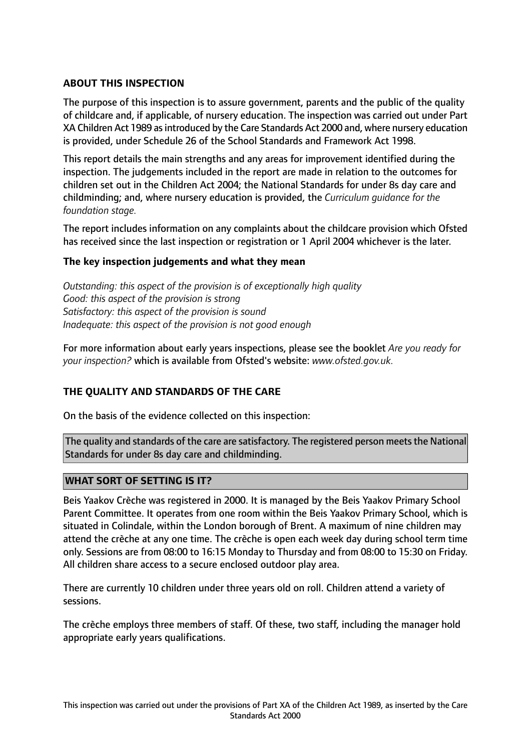## ABOUT THIS INSPECTION

The purpose of this inspection is to assure government, parents and the public of the quality of childcare and, if applicable, of nursery education. The inspection was carried out under Part XA Children Act 1989 as introduced by the Care Standards Act 2000 and, where nursery education is provided, under Schedule 26 of the School Standards and Framework Act 1998.

This report details the main strengths and any areas for improvement identified during the inspection. The judgements included in the report are made in relation to the outcomes for children set out in the Children Act 2004; the National Standards for under 8s day care and childminding; and, where nursery education is provided, the *Curriculum guidance for the foundation stage.*

The report includes information on any complaints about the childcare provision which Ofsted has received since the last inspection or registration or 1 April 2004 whichever is the later.

### The key inspection judgements and what they mean

*Outstanding: this aspect of the provision is of exceptionally high quality*
*Good: this aspect of the provision is strong*
*Satisfactory: this aspect of the provision is sound*
*Inadequate: this aspect of the provision is not good enough*

For more information about early years inspections, please see the booklet *Are you ready for your inspection?* which is available from Ofsted's website: *www.ofsted.gov.uk.*

## THE QUALITY AND STANDARDS OF THE CARE

On the basis of the evidence collected on this inspection:

The quality and standards of the care are satisfactory. The registered person meets the National Standards for under 8s day care and childminding.

## WHAT SORT OF SETTING IS IT?

Beis Yaakov Crèche was registered in 2000. It is managed by the Beis Yaakov Primary School Parent Committee. It operates from one room within the Beis Yaakov Primary School, which is situated in Colindale, within the London borough of Brent. A maximum of nine children may attend the crèche at any one time. The crèche is open each week day during school term time only. Sessions are from 08:00 to 16:15 Monday to Thursday and from 08:00 to 15:30 on Friday. All children share access to a secure enclosed outdoor play area.

There are currently 10 children under three years old on roll. Children attend a variety of sessions.

The crèche employs three members of staff. Of these, two staff, including the manager hold appropriate early years qualifications.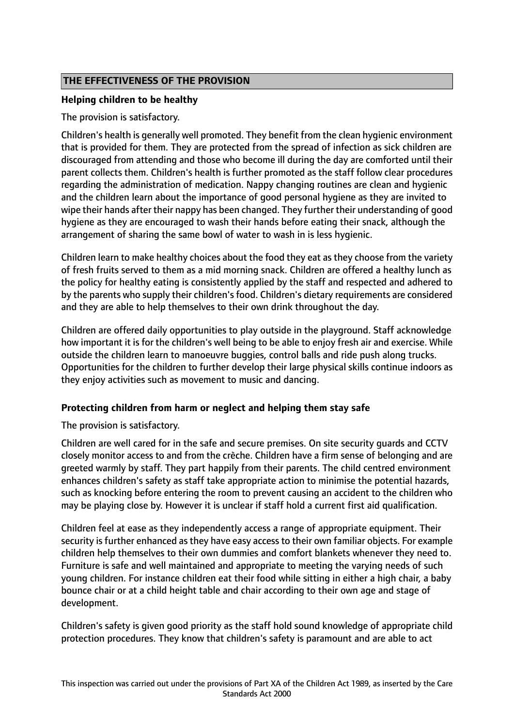## THE EFFECTIVENESS OF THE PROVISION

### Helping children to be healthy

The provision is satisfactory.

Children's health is generally well promoted. They benefit from the clean hygienic environment that is provided for them. They are protected from the spread of infection as sick children are discouraged from attending and those who become ill during the day are comforted until their parent collects them. Children's health is further promoted as the staff follow clear procedures regarding the administration of medication. Nappy changing routines are clean and hygienic and the children learn about the importance of good personal hygiene as they are invited to wipe their hands after their nappy has been changed. They further their understanding of good hygiene as they are encouraged to wash their hands before eating their snack, although the arrangement of sharing the same bowl of water to wash in is less hygienic.

Children learn to make healthy choices about the food they eat as they choose from the variety of fresh fruits served to them as a mid morning snack. Children are offered a healthy lunch as the policy for healthy eating is consistently applied by the staff and respected and adhered to by the parents who supply their children's food. Children's dietary requirements are considered and they are able to help themselves to their own drink throughout the day.

Children are offered daily opportunities to play outside in the playground. Staff acknowledge how important it is for the children's well being to be able to enjoy fresh air and exercise. While outside the children learn to manoeuvre buggies, control balls and ride push along trucks. Opportunities for the children to further develop their large physical skills continue indoors as they enjoy activities such as movement to music and dancing.

### Protecting children from harm or neglect and helping them stay safe

The provision is satisfactory.

Children are well cared for in the safe and secure premises. On site security guards and CCTV closely monitor access to and from the crèche. Children have a firm sense of belonging and are greeted warmly by staff. They part happily from their parents. The child centred environment enhances children's safety as staff take appropriate action to minimise the potential hazards, such as knocking before entering the room to prevent causing an accident to the children who may be playing close by. However it is unclear if staff hold a current first aid qualification.

Children feel at ease as they independently access a range of appropriate equipment. Their security is further enhanced as they have easy access to their own familiar objects. For example children help themselves to their own dummies and comfort blankets whenever they need to. Furniture is safe and well maintained and appropriate to meeting the varying needs of such young children. For instance children eat their food while sitting in either a high chair, a baby bounce chair or at a child height table and chair according to their own age and stage of development.

Children's safety is given good priority as the staff hold sound knowledge of appropriate child protection procedures. They know that children's safety is paramount and are able to act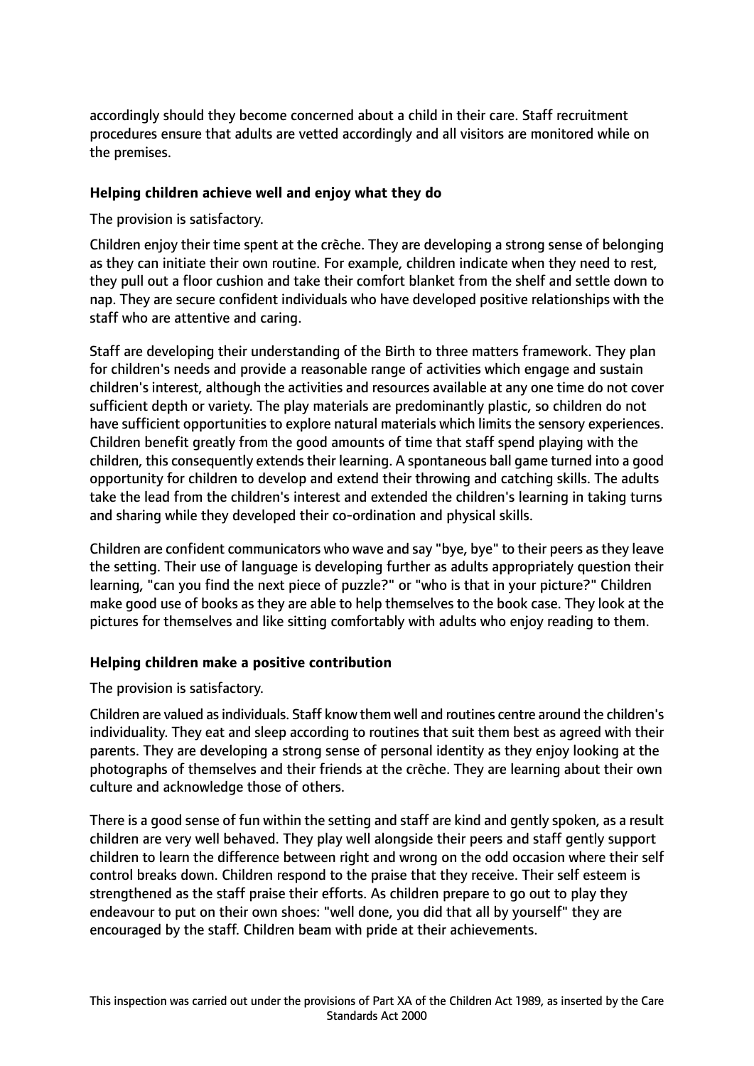accordingly should they become concerned about a child in their care. Staff recruitment procedures ensure that adults are vetted accordingly and all visitors are monitored while on the premises.

### Helping children achieve well and enjoy what they do

The provision is satisfactory.

Children enjoy their time spent at the crêche. They are developing a strong sense of belonging as they can initiate their own routine. For example, children indicate when they need to rest, they pull out a floor cushion and take their comfort blanket from the shelf and settle down to nap. They are secure confident individuals who have developed positive relationships with the staff who are attentive and caring.

Staff are developing their understanding of the Birth to three matters framework. They plan for children's needs and provide a reasonable range of activities which engage and sustain children's interest, although the activities and resources available at any one time do not cover sufficient depth or variety. The play materials are predominantly plastic, so children do not have sufficient opportunities to explore natural materials which limits the sensory experiences. Children benefit greatly from the good amounts of time that staff spend playing with the children, this consequently extends their learning. A spontaneous ball game turned into a good opportunity for children to develop and extend their throwing and catching skills. The adults take the lead from the children's interest and extended the children's learning in taking turns and sharing while they developed their co-ordination and physical skills.

Children are confident communicators who wave and say "bye, bye" to their peers as they leave the setting. Their use of language is developing further as adults appropriately question their learning, "can you find the next piece of puzzle?" or "who is that in your picture?" Children make good use of books as they are able to help themselves to the book case. They look at the pictures for themselves and like sitting comfortably with adults who enjoy reading to them.

### Helping children make a positive contribution

The provision is satisfactory.

Children are valued as individuals. Staff know them well and routines centre around the children's individuality. They eat and sleep according to routines that suit them best as agreed with their parents. They are developing a strong sense of personal identity as they enjoy looking at the photographs of themselves and their friends at the crêche. They are learning about their own culture and acknowledge those of others.

There is a good sense of fun within the setting and staff are kind and gently spoken, as a result children are very well behaved. They play well alongside their peers and staff gently support children to learn the difference between right and wrong on the odd occasion where their self control breaks down. Children respond to the praise that they receive. Their self esteem is strengthened as the staff praise their efforts. As children prepare to go out to play they endeavour to put on their own shoes: "well done, you did that all by yourself" they are encouraged by the staff. Children beam with pride at their achievements.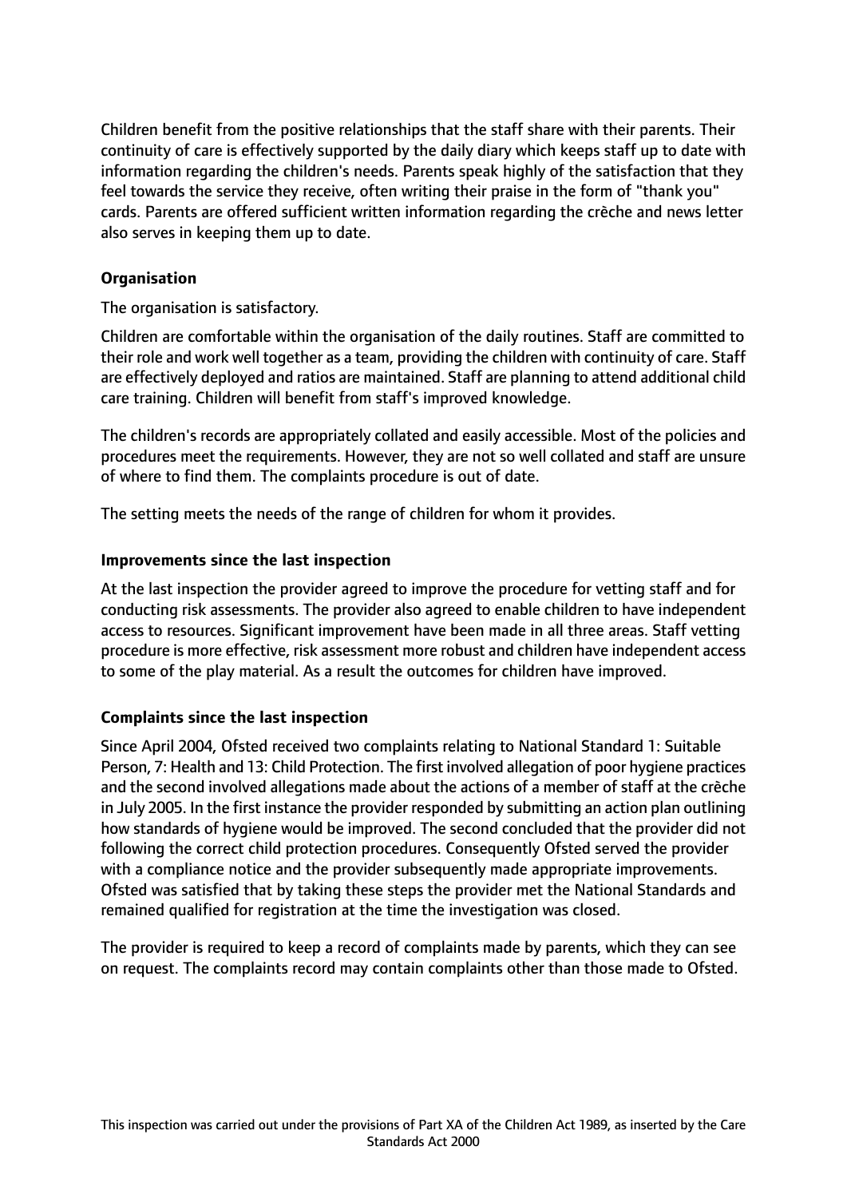Children benefit from the positive relationships that the staff share with their parents. Their continuity of care is effectively supported by the daily diary which keeps staff up to date with information regarding the children's needs. Parents speak highly of the satisfaction that they feel towards the service they receive, often writing their praise in the form of "thank you" cards. Parents are offered sufficient written information regarding the crèche and news letter also serves in keeping them up to date.

**Organisation**

The organisation is satisfactory.

Children are comfortable within the organisation of the daily routines. Staff are committed to their role and work well together as a team, providing the children with continuity of care. Staff are effectively deployed and ratios are maintained. Staff are planning to attend additional child care training. Children will benefit from staff's improved knowledge.

The children's records are appropriately collated and easily accessible. Most of the policies and procedures meet the requirements. However, they are not so well collated and staff are unsure of where to find them. The complaints procedure is out of date.

The setting meets the needs of the range of children for whom it provides.

**Improvements since the last inspection**

At the last inspection the provider agreed to improve the procedure for vetting staff and for conducting risk assessments. The provider also agreed to enable children to have independent access to resources. Significant improvement have been made in all three areas. Staff vetting procedure is more effective, risk assessment more robust and children have independent access to some of the play material. As a result the outcomes for children have improved.

**Complaints since the last inspection**

Since April 2004, Ofsted received two complaints relating to National Standard 1: Suitable Person, 7: Health and 13: Child Protection. The first involved allegation of poor hygiene practices and the second involved allegations made about the actions of a member of staff at the crèche in July 2005. In the first instance the provider responded by submitting an action plan outlining how standards of hygiene would be improved. The second concluded that the provider did not following the correct child protection procedures. Consequently Ofsted served the provider with a compliance notice and the provider subsequently made appropriate improvements. Ofsted was satisfied that by taking these steps the provider met the National Standards and remained qualified for registration at the time the investigation was closed.

The provider is required to keep a record of complaints made by parents, which they can see on request. The complaints record may contain complaints other than those made to Ofsted.

This inspection was carried out under the provisions of Part XA of the Children Act 1989, as inserted by the Care Standards Act 2000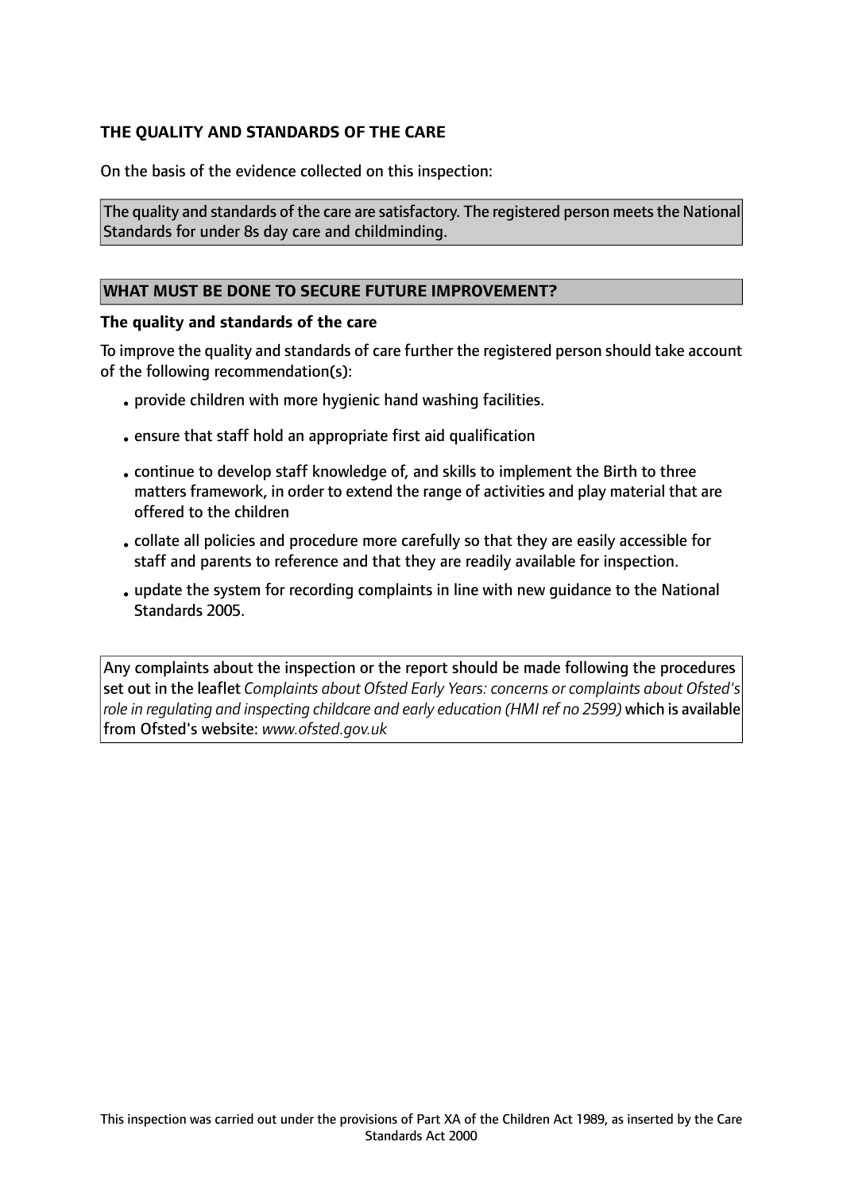## THE QUALITY AND STANDARDS OF THE CARE

On the basis of the evidence collected on this inspection:

The quality and standards of the care are satisfactory. The registered person meets the National Standards for under 8s day care and childminding.

## WHAT MUST BE DONE TO SECURE FUTURE IMPROVEMENT?

### The quality and standards of the care

To improve the quality and standards of care further the registered person should take account of the following recommendation(s):

- provide children with more hygienic hand washing facilities.
- ensure that staff hold an appropriate first aid qualification
- continue to develop staff knowledge of, and skills to implement the Birth to three matters framework, in order to extend the range of activities and play material that are offered to the children
- collate all policies and procedure more carefully so that they are easily accessible for staff and parents to reference and that they are readily available for inspection.
- update the system for recording complaints in line with new guidance to the National Standards 2005.

Any complaints about the inspection or the report should be made following the procedures set out in the leaflet *Complaints about Ofsted Early Years: concerns or complaints about Ofsted's role in regulating and inspecting childcare and early education (HMI ref no 2599)* which is available from Ofsted's website: *www.ofsted.gov.uk*

This inspection was carried out under the provisions of Part XA of the Children Act 1989, as inserted by the Care Standards Act 2000